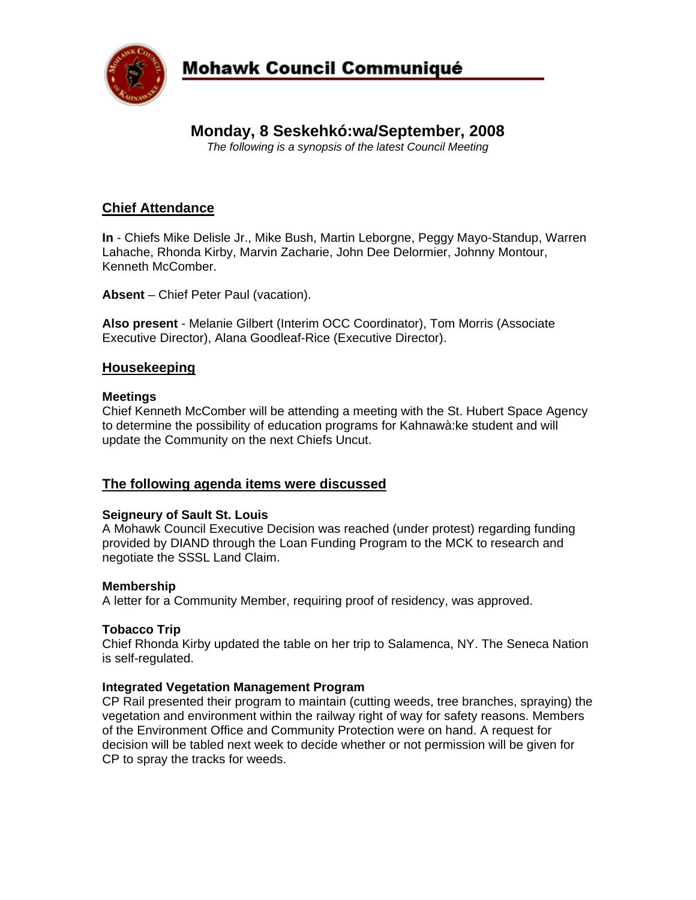# Mohawk Council Communiqué

## Monday, 8 Seskehkó:wa/September, 2008

*The following is a synopsis of the latest Council Meeting*

### Chief Attendance

**In** - Chiefs Mike Delisle Jr., Mike Bush, Martin Leborgne, Peggy Mayo-Standup, Warren Lahache, Rhonda Kirby, Marvin Zacharie, John Dee Delormier, Johnny Montour, Kenneth McComber.

**Absent** – Chief Peter Paul (vacation).

**Also present** - Melanie Gilbert (Interim OCC Coordinator), Tom Morris (Associate Executive Director), Alana Goodleaf-Rice (Executive Director).

### Housekeeping

**Meetings**

Chief Kenneth McComber will be attending a meeting with the St. Hubert Space Agency to determine the possibility of education programs for Kahnawà:ke student and will update the Community on the next Chiefs Uncut.

### The following agenda items were discussed

**Seigneury of Sault St. Louis**

A Mohawk Council Executive Decision was reached (under protest) regarding funding provided by DIAND through the Loan Funding Program to the MCK to research and negotiate the SSSL Land Claim.

**Membership**

A letter for a Community Member, requiring proof of residency, was approved.

**Tobacco Trip**

Chief Rhonda Kirby updated the table on her trip to Salamenca, NY. The Seneca Nation is self-regulated.

**Integrated Vegetation Management Program**

CP Rail presented their program to maintain (cutting weeds, tree branches, spraying) the vegetation and environment within the railway right of way for safety reasons. Members of the Environment Office and Community Protection were on hand. A request for decision will be tabled next week to decide whether or not permission will be given for CP to spray the tracks for weeds.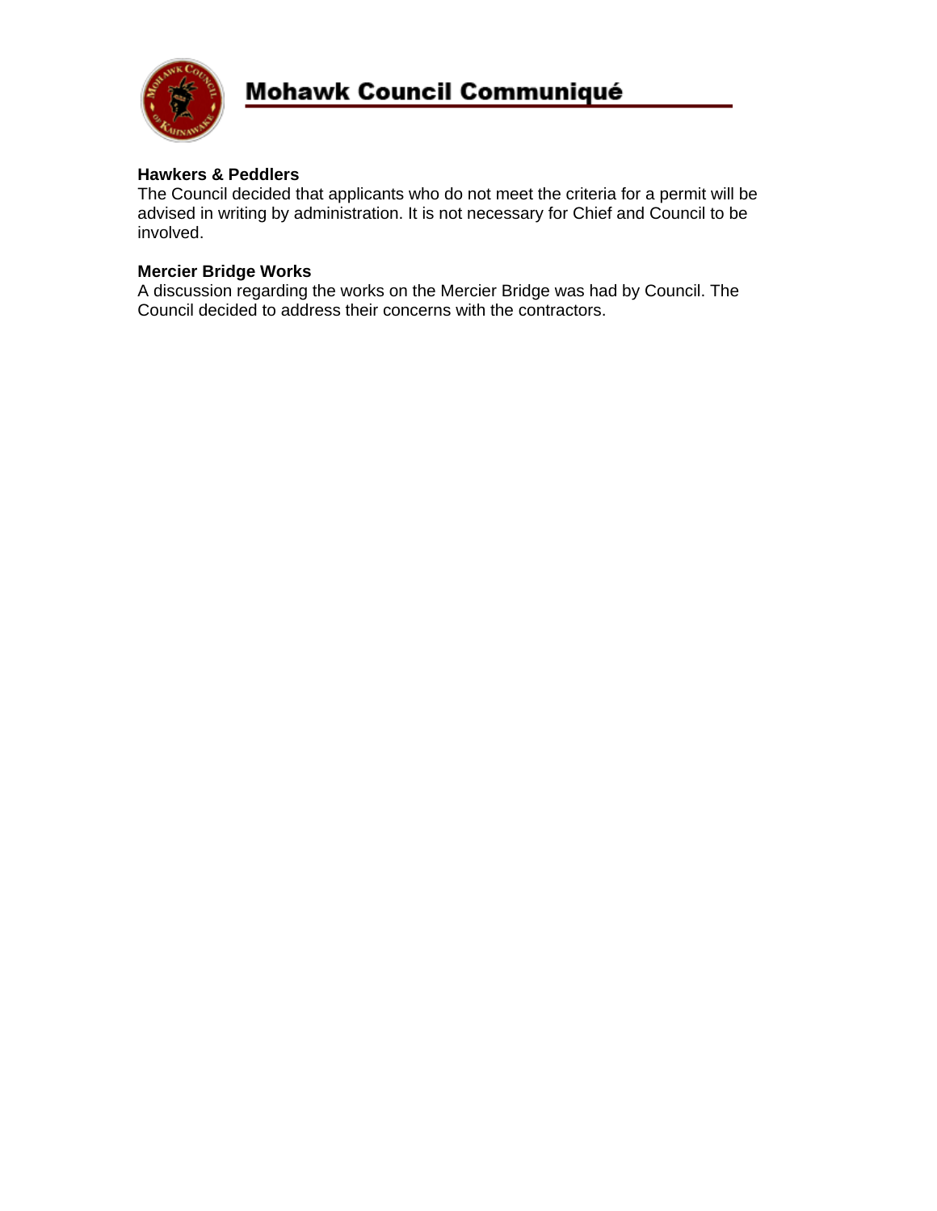**Hawkers & Peddlers**
The Council decided that applicants who do not meet the criteria for a permit will be advised in writing by administration. It is not necessary for Chief and Council to be involved.

**Mercier Bridge Works**
A discussion regarding the works on the Mercier Bridge was had by Council. The Council decided to address their concerns with the contractors.